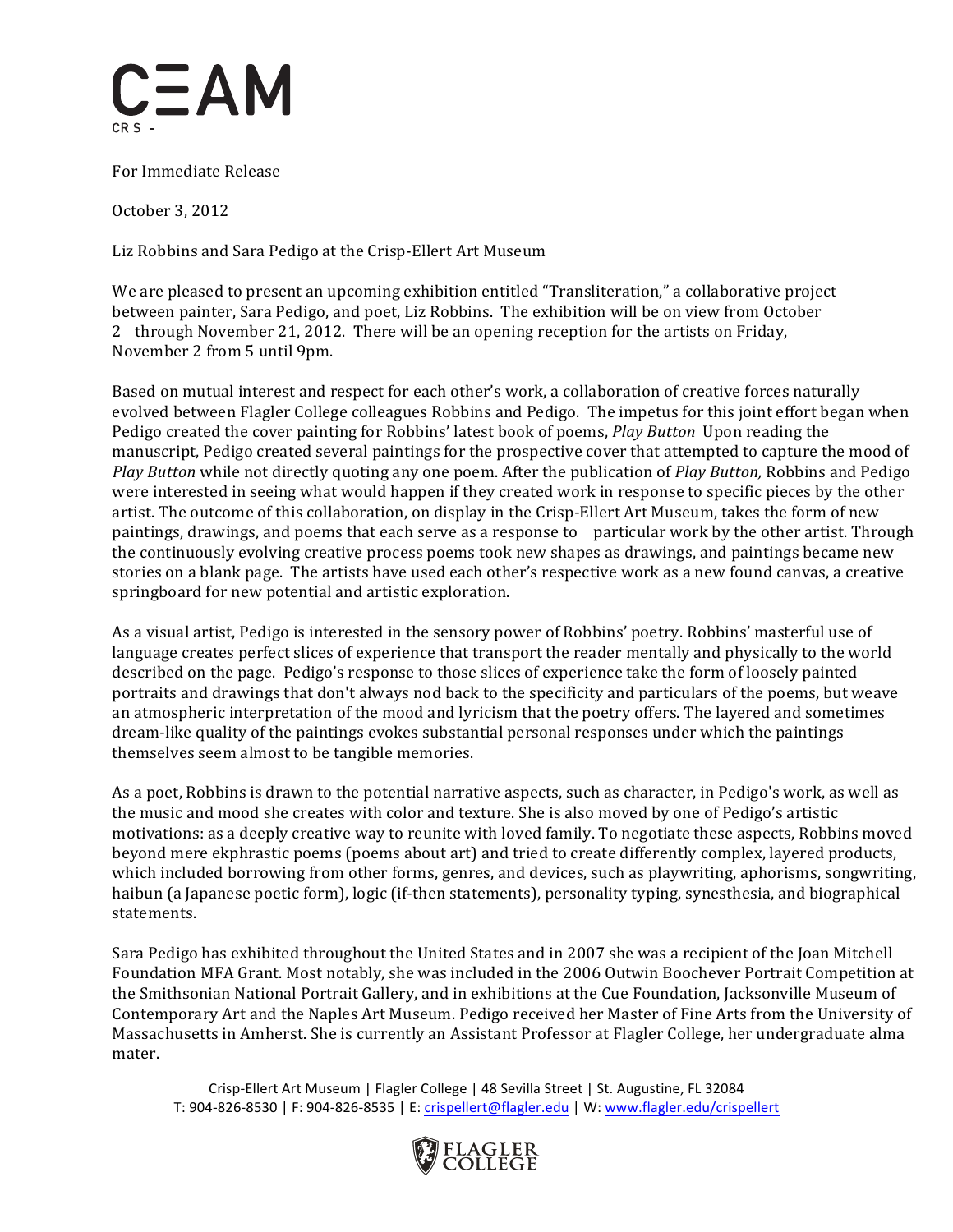C=AM

CRIS -

For Immediate Release

October 3, 2012

Liz Robbins and Sara Pedigo at the Crisp-Ellert Art Museum

We are pleased to present an upcoming exhibition entitled "Transliteration," a collaborative project between painter, Sara Pedigo, and poet, Liz Robbins. The exhibition will be on view from October 2 through November 21, 2012. There will be an opening reception for the artists on Friday, November 2 from 5 until 9pm.

Based on mutual interest and respect for each other's work, a collaboration of creative forces naturally evolved between Flagler College colleagues Robbins and Pedigo. The impetus for this joint effort began when Pedigo created the cover painting for Robbins' latest book of poems, *Play Button* Upon reading the manuscript, Pedigo created several paintings for the prospective cover that attempted to capture the mood of *Play Button* while not directly quoting any one poem. After the publication of *Play Button,* Robbins and Pedigo were interested in seeing what would happen if they created work in response to specific pieces by the other artist. The outcome of this collaboration, on display in the Crisp-Ellert Art Museum, takes the form of new paintings, drawings, and poems that each serve as a response to particular work by the other artist. Through the continuously evolving creative process poems took new shapes as drawings, and paintings became new stories on a blank page. The artists have used each other's respective work as a new found canvas, a creative springboard for new potential and artistic exploration.

As a visual artist, Pedigo is interested in the sensory power of Robbins' poetry. Robbins' masterful use of language creates perfect slices of experience that transport the reader mentally and physically to the world described on the page. Pedigo's response to those slices of experience take the form of loosely painted portraits and drawings that don't always nod back to the specificity and particulars of the poems, but weave an atmospheric interpretation of the mood and lyricism that the poetry offers. The layered and sometimes dream-like quality of the paintings evokes substantial personal responses under which the paintings themselves seem almost to be tangible memories.

As a poet, Robbins is drawn to the potential narrative aspects, such as character, in Pedigo's work, as well as the music and mood she creates with color and texture. She is also moved by one of Pedigo's artistic motivations: as a deeply creative way to reunite with loved family. To negotiate these aspects, Robbins moved beyond mere ekphrastic poems (poems about art) and tried to create differently complex, layered products, which included borrowing from other forms, genres, and devices, such as playwriting, aphorisms, songwriting, haibun (a Japanese poetic form), logic (if-then statements), personality typing, synesthesia, and biographical statements.

Sara Pedigo has exhibited throughout the United States and in 2007 she was a recipient of the Joan Mitchell Foundation MFA Grant. Most notably, she was included in the 2006 Outwin Boochever Portrait Competition at the Smithsonian National Portrait Gallery, and in exhibitions at the Cue Foundation, Jacksonville Museum of Contemporary Art and the Naples Art Museum. Pedigo received her Master of Fine Arts from the University of Massachusetts in Amherst. She is currently an Assistant Professor at Flagler College, her undergraduate alma mater.

Crisp-Ellert Art Museum | Flagler College | 48 Sevilla Street | St. Augustine, FL 32084
T: 904-826-8530 | F: 904-826-8535 | E: crispellert@flagler.edu | W: www.flagler.edu/crispellert

FLAGLER COLLEGE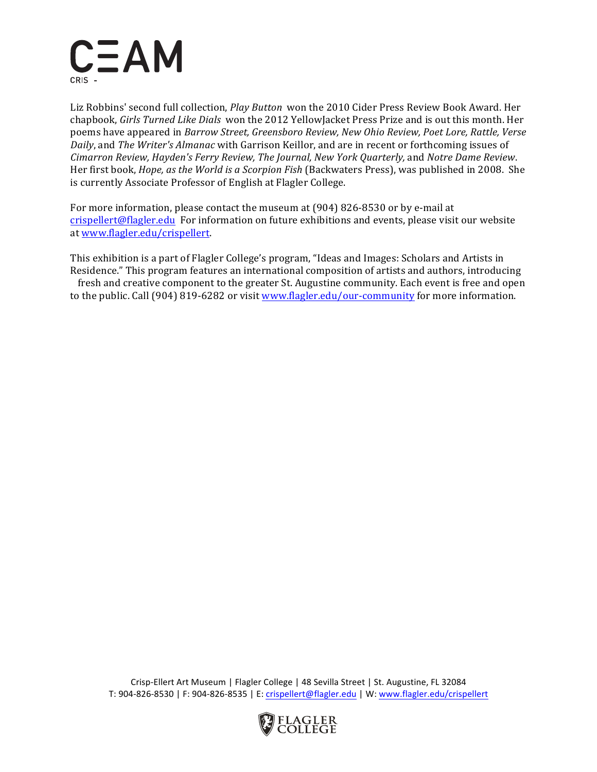Liz Robbins' second full collection, *Play Button* won the 2010 Cider Press Review Book Award. Her chapbook, *Girls Turned Like Dials* won the 2012 YellowJacket Press Prize and is out this month. Her poems have appeared in *Barrow Street, Greensboro Review, New Ohio Review, Poet Lore, Rattle, Verse Daily*, and *The Writer's Almanac* with Garrison Keillor, and are in recent or forthcoming issues of *Cimarron Review, Hayden's Ferry Review, The Journal, New York Quarterly,* and *Notre Dame Review*. Her first book, *Hope, as the World is a Scorpion Fish* (Backwaters Press), was published in 2008. She is currently Associate Professor of English at Flagler College.

For more information, please contact the museum at (904) 826-8530 or by e-mail at crispellert@flagler.edu For information on future exhibitions and events, please visit our website at www.flagler.edu/crispellert.

This exhibition is a part of Flagler College's program, "Ideas and Images: Scholars and Artists in Residence." This program features an international composition of artists and authors, introducing fresh and creative component to the greater St. Augustine community. Each event is free and open to the public. Call (904) 819-6282 or visit www.flagler.edu/our-community for more information.